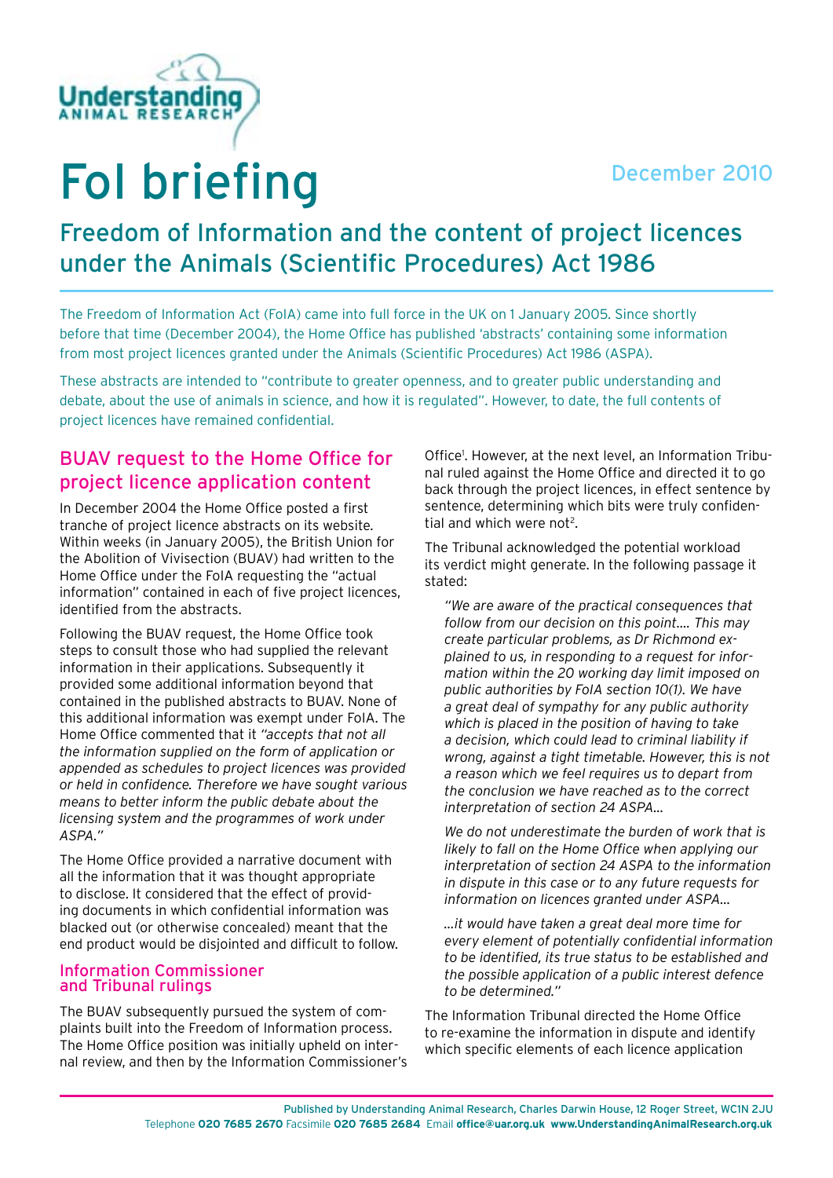# FoI briefing

December 2010

## Freedom of Information and the content of project licences under the Animals (Scientific Procedures) Act 1986

The Freedom of Information Act (FoIA) came into full force in the UK on 1 January 2005. Since shortly before that time (December 2004), the Home Office has published 'abstracts' containing some information from most project licences granted under the Animals (Scientific Procedures) Act 1986 (ASPA).

These abstracts are intended to "contribute to greater openness, and to greater public understanding and debate, about the use of animals in science, and how it is regulated". However, to date, the full contents of project licences have remained confidential.

### BUAV request to the Home Office for project licence application content

In December 2004 the Home Office posted a first tranche of project licence abstracts on its website. Within weeks (in January 2005), the British Union for the Abolition of Vivisection (BUAV) had written to the Home Office under the FoIA requesting the "actual information" contained in each of five project licences, identified from the abstracts.

Following the BUAV request, the Home Office took steps to consult those who had supplied the relevant information in their applications. Subsequently it provided some additional information beyond that contained in the published abstracts to BUAV. None of this additional information was exempt under FoIA. The Home Office commented that it *"accepts that not all the information supplied on the form of application or appended as schedules to project licences was provided or held in confidence. Therefore we have sought various means to better inform the public debate about the licensing system and the programmes of work under ASPA."*

The Home Office provided a narrative document with all the information that it was thought appropriate to disclose. It considered that the effect of providing documents in which confidential information was blacked out (or otherwise concealed) meant that the end product would be disjointed and difficult to follow.

#### Information Commissioner and Tribunal rulings

The BUAV subsequently pursued the system of complaints built into the Freedom of Information process. The Home Office position was initially upheld on internal review, and then by the Information Commissioner's Office[1]. However, at the next level, an Information Tribunal ruled against the Home Office and directed it to go back through the project licences, in effect sentence by sentence, determining which bits were truly confidential and which were not[2].

The Tribunal acknowledged the potential workload its verdict might generate. In the following passage it stated:

> *"We are aware of the practical consequences that follow from our decision on this point.... This may create particular problems, as Dr Richmond explained to us, in responding to a request for information within the 20 working day limit imposed on public authorities by FoIA section 10(1). We have a great deal of sympathy for any public authority which is placed in the position of having to take a decision, which could lead to criminal liability if wrong, against a tight timetable. However, this is not a reason which we feel requires us to depart from the conclusion we have reached as to the correct interpretation of section 24 ASPA...*
>
> *We do not underestimate the burden of work that is likely to fall on the Home Office when applying our interpretation of section 24 ASPA to the information in dispute in this case or to any future requests for information on licences granted under ASPA...*
>
> *...it would have taken a great deal more time for every element of potentially confidential information to be identified, its true status to be established and the possible application of a public interest defence to be determined."*

The Information Tribunal directed the Home Office to re-examine the information in dispute and identify which specific elements of each licence application

Published by Understanding Animal Research, Charles Darwin House, 12 Roger Street, WC1N 2JU
Telephone **020 7685 2670** Facsimile **020 7685 2684** Email **office@uar.org.uk** **www.UnderstandingAnimalResearch.org.uk**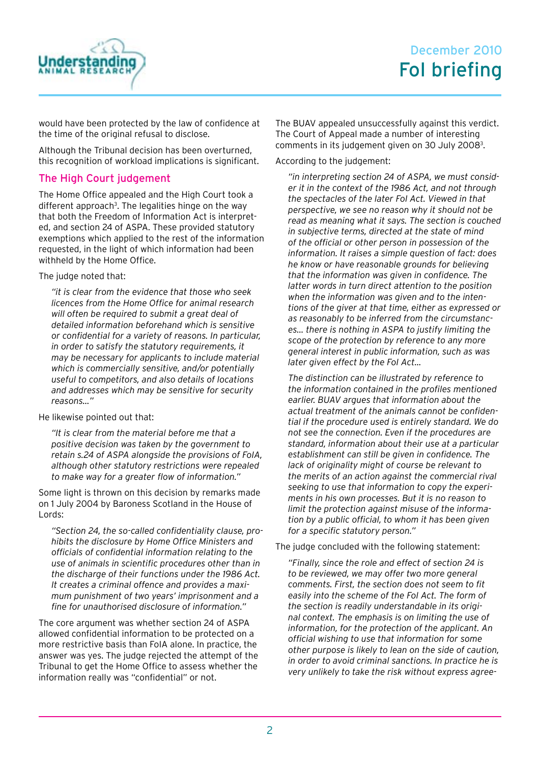would have been protected by the law of confidence at the time of the original refusal to disclose.

Although the Tribunal decision has been overturned, this recognition of workload implications is significant.

## The High Court judgement

The Home Office appealed and the High Court took a different approach[3]. The legalities hinge on the way that both the Freedom of Information Act is interpreted, and section 24 of ASPA. These provided statutory exemptions which applied to the rest of the information requested, in the light of which information had been withheld by the Home Office.

The judge noted that:

> *"it is clear from the evidence that those who seek licences from the Home Office for animal research will often be required to submit a great deal of detailed information beforehand which is sensitive or confidential for a variety of reasons. In particular, in order to satisfy the statutory requirements, it may be necessary for applicants to include material which is commercially sensitive, and/or potentially useful to competitors, and also details of locations and addresses which may be sensitive for security reasons…"*

He likewise pointed out that:

> *"It is clear from the material before me that a positive decision was taken by the government to retain s.24 of ASPA alongside the provisions of FoIA, although other statutory restrictions were repealed to make way for a greater flow of information."*

Some light is thrown on this decision by remarks made on 1 July 2004 by Baroness Scotland in the House of Lords:

> *"Section 24, the so-called confidentiality clause, prohibits the disclosure by Home Office Ministers and officials of confidential information relating to the use of animals in scientific procedures other than in the discharge of their functions under the 1986 Act. It creates a criminal offence and provides a maximum punishment of two years' imprisonment and a fine for unauthorised disclosure of information."*

The core argument was whether section 24 of ASPA allowed confidential information to be protected on a more restrictive basis than FoIA alone. In practice, the answer was yes. The judge rejected the attempt of the Tribunal to get the Home Office to assess whether the information really was "confidential" or not.

The BUAV appealed unsuccessfully against this verdict. The Court of Appeal made a number of interesting comments in its judgement given on 30 July 2008[3].

According to the judgement:

> *"in interpreting section 24 of ASPA, we must consider it in the context of the 1986 Act, and not through the spectacles of the later FoI Act. Viewed in that perspective, we see no reason why it should not be read as meaning what it says. The section is couched in subjective terms, directed at the state of mind of the official or other person in possession of the information. It raises a simple question of fact: does he know or have reasonable grounds for believing that the information was given in confidence. The latter words in turn direct attention to the position when the information was given and to the intentions of the giver at that time, either as expressed or as reasonably to be inferred from the circumstances… there is nothing in ASPA to justify limiting the scope of the protection by reference to any more general interest in public information, such as was later given effect by the FoI Act…*
>
> *The distinction can be illustrated by reference to the information contained in the profiles mentioned earlier. BUAV argues that information about the actual treatment of the animals cannot be confidential if the procedure used is entirely standard. We do not see the connection. Even if the procedures are standard, information about their use at a particular establishment can still be given in confidence. The lack of originality might of course be relevant to the merits of an action against the commercial rival seeking to use that information to copy the experiments in his own processes. But it is no reason to limit the protection against misuse of the information by a public official, to whom it has been given for a specific statutory person."*

The judge concluded with the following statement:

> *"Finally, since the role and effect of section 24 is to be reviewed, we may offer two more general comments. First, the section does not seem to fit easily into the scheme of the FoI Act. The form of the section is readily understandable in its original context. The emphasis is on limiting the use of information, for the protection of the applicant. An official wishing to use that information for some other purpose is likely to lean on the side of caution, in order to avoid criminal sanctions. In practice he is very unlikely to take the risk without express agree-*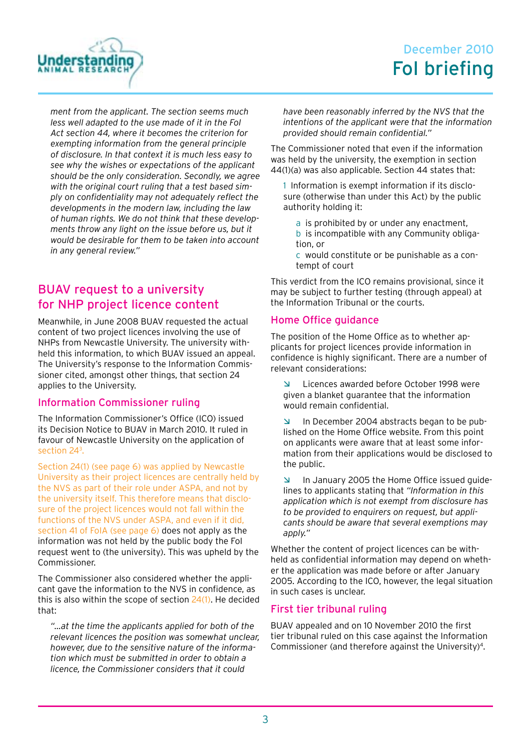*ment from the applicant. The section seems much less well adapted to the use made of it in the FoI Act section 44, where it becomes the criterion for exempting information from the general principle of disclosure. In that context it is much less easy to see why the wishes or expectations of the applicant should be the only consideration. Secondly, we agree with the original court ruling that a test based simply on confidentiality may not adequately reflect the developments in the modern law, including the law of human rights. We do not think that these developments throw any light on the issue before us, but it would be desirable for them to be taken into account in any general review."*

## BUAV request to a university for NHP project licence content

Meanwhile, in June 2008 BUAV requested the actual content of two project licences involving the use of NHPs from Newcastle University. The university withheld this information, to which BUAV issued an appeal. The University's response to the Information Commissioner cited, amongst other things, that section 24 applies to the University.

### Information Commissioner ruling

The Information Commissioner's Office (ICO) issued its Decision Notice to BUAV in March 2010. It ruled in favour of Newcastle University on the application of section 24[3].

Section 24(1) (see page 6) was applied by Newcastle University as their project licences are centrally held by the NVS as part of their role under ASPA, and not by the university itself. This therefore means that disclosure of the project licences would not fall within the functions of the NVS under ASPA, and even if it did, section 41 of FoIA (see page 6) does not apply as the information was not held by the public body the FoI request went to (the university). This was upheld by the Commissioner.

The Commissioner also considered whether the applicant gave the information to the NVS in confidence, as this is also within the scope of section 24(1). He decided that:

> *"...at the time the applicants applied for both of the relevant licences the position was somewhat unclear, however, due to the sensitive nature of the information which must be submitted in order to obtain a licence, the Commissioner considers that it could have been reasonably inferred by the NVS that the intentions of the applicant were that the information provided should remain confidential."*

The Commissioner noted that even if the information was held by the university, the exemption in section 44(1)(a) was also applicable. Section 44 states that:

> 1 Information is exempt information if its disclosure (otherwise than under this Act) by the public authority holding it:
>
> > a is prohibited by or under any enactment,
> > b is incompatible with any Community obligation, or
> > c would constitute or be punishable as a contempt of court

This verdict from the ICO remains provisional, since it may be subject to further testing (through appeal) at the Information Tribunal or the courts.

### Home Office guidance

The position of the Home Office as to whether applicants for project licences provide information in confidence is highly significant. There are a number of relevant considerations:

- Licences awarded before October 1998 were given a blanket guarantee that the information would remain confidential.
- In December 2004 abstracts began to be published on the Home Office website. From this point on applicants were aware that at least some information from their applications would be disclosed to the public.
- In January 2005 the Home Office issued guidelines to applicants stating that *"Information in this application which is not exempt from disclosure has to be provided to enquirers on request, but applicants should be aware that several exemptions may apply."*

Whether the content of project licences can be withheld as confidential information may depend on whether the application was made before or after January 2005. According to the ICO, however, the legal situation in such cases is unclear.

### First tier tribunal ruling

BUAV appealed and on 10 November 2010 the first tier tribunal ruled on this case against the Information Commissioner (and therefore against the University)[4].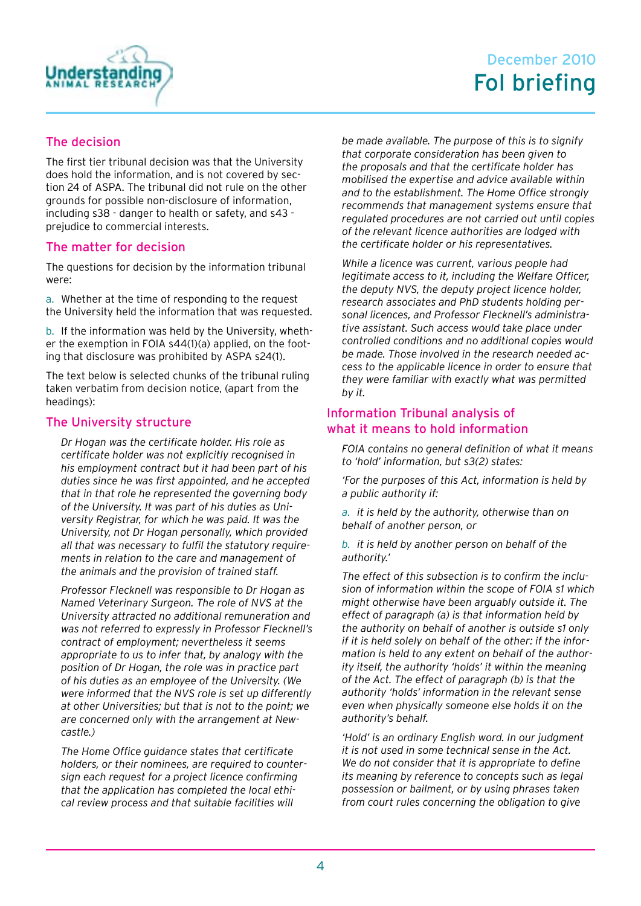## The decision

The first tier tribunal decision was that the University does hold the information, and is not covered by section 24 of ASPA. The tribunal did not rule on the other grounds for possible non-disclosure of information, including s38 - danger to health or safety, and s43 - prejudice to commercial interests.

## The matter for decision

The questions for decision by the information tribunal were:

a. Whether at the time of responding to the request the University held the information that was requested.

b. If the information was held by the University, whether the exemption in FOIA s44(1)(a) applied, on the footing that disclosure was prohibited by ASPA s24(1).

The text below is selected chunks of the tribunal ruling taken verbatim from decision notice, (apart from the headings):

## The University structure

*Dr Hogan was the certificate holder. His role as certificate holder was not explicitly recognised in his employment contract but it had been part of his duties since he was first appointed, and he accepted that in that role he represented the governing body of the University. It was part of his duties as University Registrar, for which he was paid. It was the University, not Dr Hogan personally, which provided all that was necessary to fulfil the statutory requirements in relation to the care and management of the animals and the provision of trained staff.*

*Professor Flecknell was responsible to Dr Hogan as Named Veterinary Surgeon. The role of NVS at the University attracted no additional remuneration and was not referred to expressly in Professor Flecknell's contract of employment; nevertheless it seems appropriate to us to infer that, by analogy with the position of Dr Hogan, the role was in practice part of his duties as an employee of the University. (We were informed that the NVS role is set up differently at other Universities; but that is not to the point; we are concerned only with the arrangement at Newcastle.)*

*The Home Office guidance states that certificate holders, or their nominees, are required to countersign each request for a project licence confirming that the application has completed the local ethical review process and that suitable facilities will be made available. The purpose of this is to signify that corporate consideration has been given to the proposals and that the certificate holder has mobilised the expertise and advice available within and to the establishment. The Home Office strongly recommends that management systems ensure that regulated procedures are not carried out until copies of the relevant licence authorities are lodged with the certificate holder or his representatives.*

*While a licence was current, various people had legitimate access to it, including the Welfare Officer, the deputy NVS, the deputy project licence holder, research associates and PhD students holding personal licences, and Professor Flecknell's administrative assistant. Such access would take place under controlled conditions and no additional copies would be made. Those involved in the research needed access to the applicable licence in order to ensure that they were familiar with exactly what was permitted by it.*

## Information Tribunal analysis of what it means to hold information

*FOIA contains no general definition of what it means to 'hold' information, but s3(2) states:*

*'For the purposes of this Act, information is held by a public authority if:*

*a. it is held by the authority, otherwise than on behalf of another person, or*

*b. it is held by another person on behalf of the authority.'*

*The effect of this subsection is to confirm the inclusion of information within the scope of FOIA s1 which might otherwise have been arguably outside it. The effect of paragraph (a) is that information held by the authority on behalf of another is outside s1 only if it is held solely on behalf of the other: if the information is held to any extent on behalf of the authority itself, the authority 'holds' it within the meaning of the Act. The effect of paragraph (b) is that the authority 'holds' information in the relevant sense even when physically someone else holds it on the authority's behalf.*

*'Hold' is an ordinary English word. In our judgment it is not used in some technical sense in the Act. We do not consider that it is appropriate to define its meaning by reference to concepts such as legal possession or bailment, or by using phrases taken from court rules concerning the obligation to give*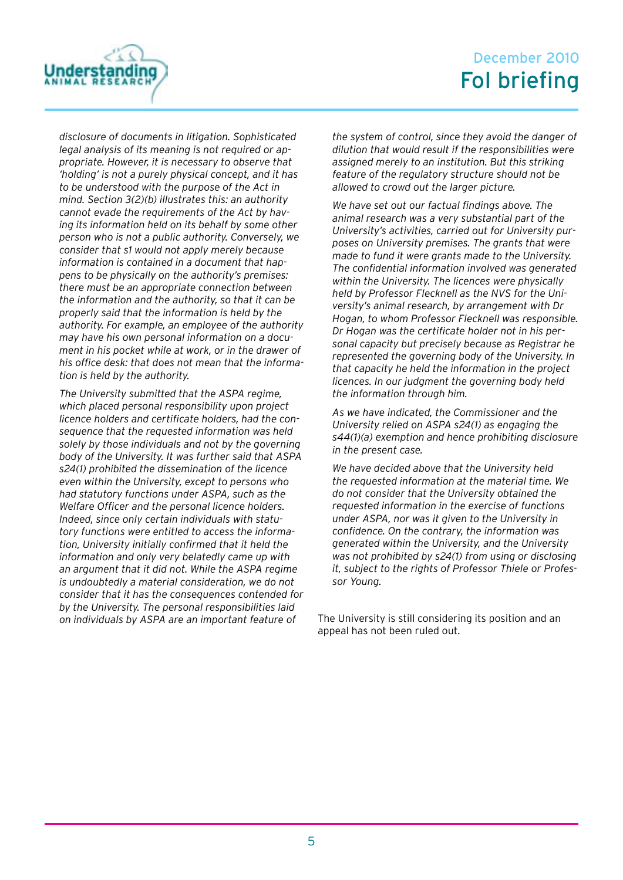*disclosure of documents in litigation. Sophisticated legal analysis of its meaning is not required or appropriate. However, it is necessary to observe that 'holding' is not a purely physical concept, and it has to be understood with the purpose of the Act in mind. Section 3(2)(b) illustrates this: an authority cannot evade the requirements of the Act by having its information held on its behalf by some other person who is not a public authority. Conversely, we consider that s1 would not apply merely because information is contained in a document that happens to be physically on the authority's premises: there must be an appropriate connection between the information and the authority, so that it can be properly said that the information is held by the authority. For example, an employee of the authority may have his own personal information on a document in his pocket while at work, or in the drawer of his office desk: that does not mean that the information is held by the authority.*

*The University submitted that the ASPA regime, which placed personal responsibility upon project licence holders and certificate holders, had the consequence that the requested information was held solely by those individuals and not by the governing body of the University. It was further said that ASPA s24(1) prohibited the dissemination of the licence even within the University, except to persons who had statutory functions under ASPA, such as the Welfare Officer and the personal licence holders. Indeed, since only certain individuals with statutory functions were entitled to access the information, University initially confirmed that it held the information and only very belatedly came up with an argument that it did not. While the ASPA regime is undoubtedly a material consideration, we do not consider that it has the consequences contended for by the University. The personal responsibilities laid on individuals by ASPA are an important feature of the system of control, since they avoid the danger of dilution that would result if the responsibilities were assigned merely to an institution. But this striking feature of the regulatory structure should not be allowed to crowd out the larger picture.*

*We have set out our factual findings above. The animal research was a very substantial part of the University's activities, carried out for University purposes on University premises. The grants that were made to fund it were grants made to the University. The confidential information involved was generated within the University. The licences were physically held by Professor Flecknell as the NVS for the University's animal research, by arrangement with Dr Hogan, to whom Professor Flecknell was responsible. Dr Hogan was the certificate holder not in his personal capacity but precisely because as Registrar he represented the governing body of the University. In that capacity he held the information in the project licences. In our judgment the governing body held the information through him.*

*As we have indicated, the Commissioner and the University relied on ASPA s24(1) as engaging the s44(1)(a) exemption and hence prohibiting disclosure in the present case.*

*We have decided above that the University held the requested information at the material time. We do not consider that the University obtained the requested information in the exercise of functions under ASPA, nor was it given to the University in confidence. On the contrary, the information was generated within the University, and the University was not prohibited by s24(1) from using or disclosing it, subject to the rights of Professor Thiele or Professor Young.*

The University is still considering its position and an appeal has not been ruled out.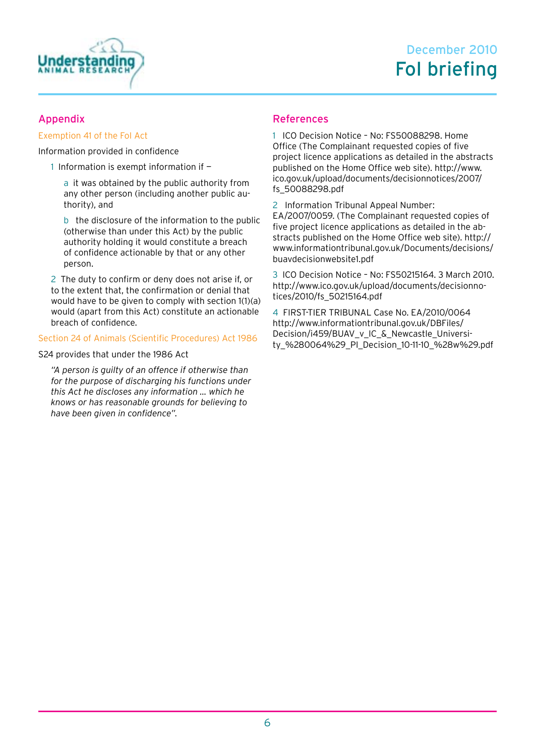## Appendix

### Exemption 41 of the FoI Act

Information provided in confidence

1 Information is exempt information if –

a it was obtained by the public authority from any other person (including another public authority), and

b the disclosure of the information to the public (otherwise than under this Act) by the public authority holding it would constitute a breach of confidence actionable by that or any other person.

2 The duty to confirm or deny does not arise if, or to the extent that, the confirmation or denial that would have to be given to comply with section 1(1)(a) would (apart from this Act) constitute an actionable breach of confidence.

### Section 24 of Animals (Scientific Procedures) Act 1986

S24 provides that under the 1986 Act

*"A person is guilty of an offence if otherwise than for the purpose of discharging his functions under this Act he discloses any information … which he knows or has reasonable grounds for believing to have been given in confidence".*

## References

1 ICO Decision Notice – No: FS50088298. Home Office (The Complainant requested copies of five project licence applications as detailed in the abstracts published on the Home Office web site). http://www.ico.gov.uk/upload/documents/decisionnotices/2007/fs_50088298.pdf

2 Information Tribunal Appeal Number: EA/2007/0059. (The Complainant requested copies of five project licence applications as detailed in the abstracts published on the Home Office web site). http://www.informationtribunal.gov.uk/Documents/decisions/buavdecisionwebsite1.pdf

3 ICO Decision Notice – No: FS50215164. 3 March 2010. http://www.ico.gov.uk/upload/documents/decisionnotices/2010/fs_50215164.pdf

4 FIRST-TIER TRIBUNAL Case No. EA/2010/0064 http://www.informationtribunal.gov.uk/DBFiles/Decision/i459/BUAV_v_IC_&_Newcastle_University_%280064%29_PI_Decision_10-11-10_%28w%29.pdf